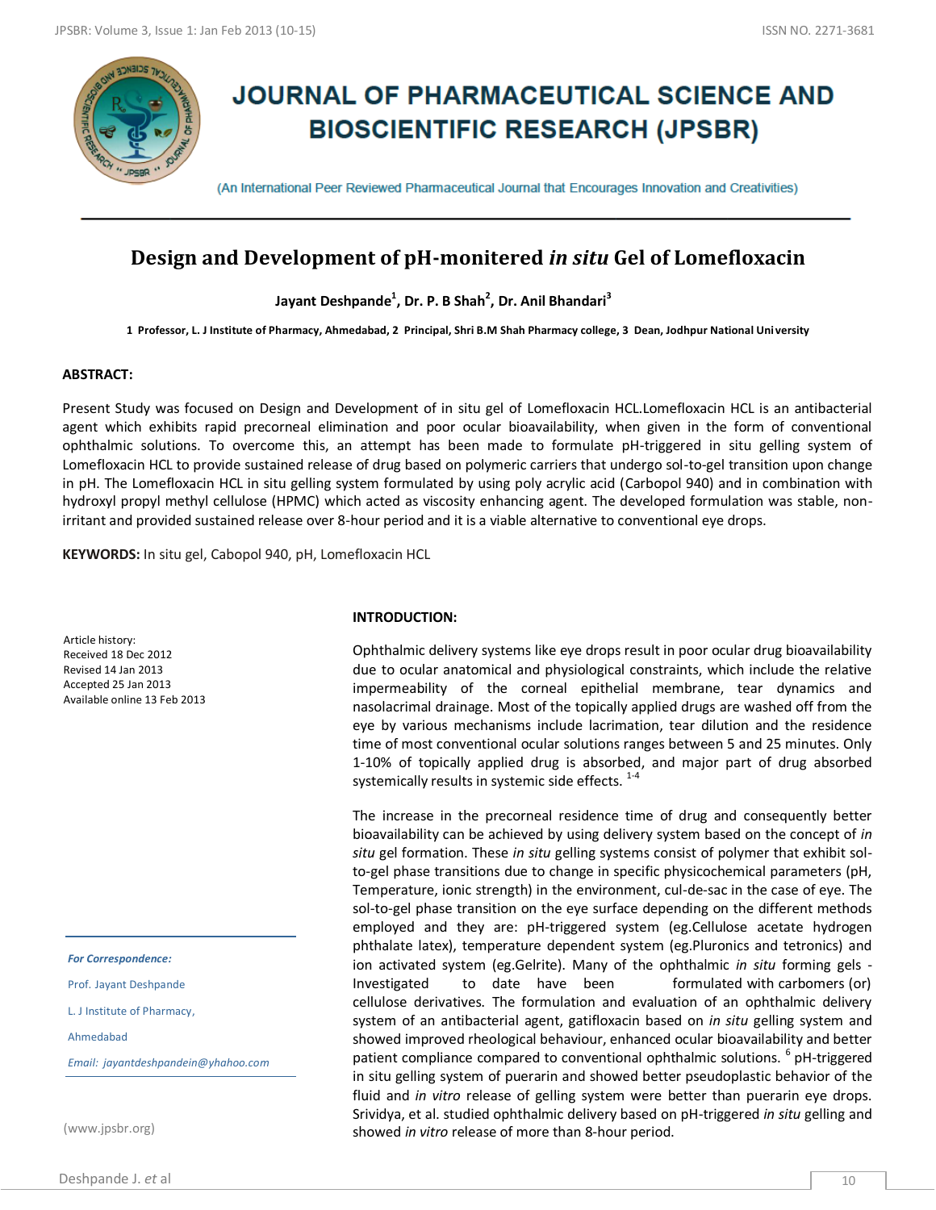# JOURNAL OF PHARMACEUTICAL SCIENCE AND BIOSCIENTIFIC RESEARCH (JPSBR)

(An International Peer Reviewed Pharmaceutical Journal that Encourages Innovation and Creativities)

## Design and Development of pH-monitered *in situ* Gel of Lomefloxacin

**Jayant Deshpande[1], Dr. P. B Shah[2], Dr. Anil Bhandari[3]**

**1 Professor, L. J Institute of Pharmacy, Ahmedabad, 2 Principal, Shri B.M Shah Pharmacy college, 3 Dean, Jodhpur National University**

### ABSTRACT:

Present Study was focused on Design and Development of in situ gel of Lomefloxacin HCL.Lomefloxacin HCL is an antibacterial agent which exhibits rapid precorneal elimination and poor ocular bioavailability, when given in the form of conventional ophthalmic solutions. To overcome this, an attempt has been made to formulate pH-triggered in situ gelling system of Lomefloxacin HCL to provide sustained release of drug based on polymeric carriers that undergo sol-to-gel transition upon change in pH. The Lomefloxacin HCL in situ gelling system formulated by using poly acrylic acid (Carbopol 940) and in combination with hydroxyl propyl methyl cellulose (HPMC) which acted as viscosity enhancing agent. The developed formulation was stable, non-irritant and provided sustained release over 8-hour period and it is a viable alternative to conventional eye drops.

**KEYWORDS:** In situ gel, Cabopol 940, pH, Lomefloxacin HCL

Article history:
Received 18 Dec 2012
Revised 14 Jan 2013
Accepted 25 Jan 2013
Available online 13 Feb 2013

*For Correspondence:*

Prof. Jayant Deshpande

L. J Institute of Pharmacy,

Ahmedabad

*Email: jayantdeshpandein@yhahoo.com*

(www.jpsbr.org)

### INTRODUCTION:

Ophthalmic delivery systems like eye drops result in poor ocular drug bioavailability due to ocular anatomical and physiological constraints, which include the relative impermeability of the corneal epithelial membrane, tear dynamics and nasolacrimal drainage. Most of the topically applied drugs are washed off from the eye by various mechanisms include lacrimation, tear dilution and the residence time of most conventional ocular solutions ranges between 5 and 25 minutes. Only 1-10% of topically applied drug is absorbed, and major part of drug absorbed systemically results in systemic side effects. [1-4]

The increase in the precorneal residence time of drug and consequently better bioavailability can be achieved by using delivery system based on the concept of *in situ* gel formation. These *in situ* gelling systems consist of polymer that exhibit sol-to-gel phase transitions due to change in specific physicochemical parameters (pH, Temperature, ionic strength) in the environment, cul-de-sac in the case of eye. The sol-to-gel phase transition on the eye surface depending on the different methods employed and they are: pH-triggered system (eg.Cellulose acetate hydrogen phthalate latex), temperature dependent system (eg.Pluronics and tetronics) and ion activated system (eg.Gelrite). Many of the ophthalmic *in situ* forming gels - Investigated to date have been formulated with carbomers (or) cellulose derivatives. The formulation and evaluation of an ophthalmic delivery system of an antibacterial agent, gatifloxacin based on *in situ* gelling system and showed improved rheological behaviour, enhanced ocular bioavailability and better patient compliance compared to conventional ophthalmic solutions. [6] pH-triggered in situ gelling system of puerarin and showed better pseudoplastic behavior of the fluid and *in vitro* release of gelling system were better than puerarin eye drops. Srividya, et al. studied ophthalmic delivery based on pH-triggered *in situ* gelling and showed *in vitro* release of more than 8-hour period.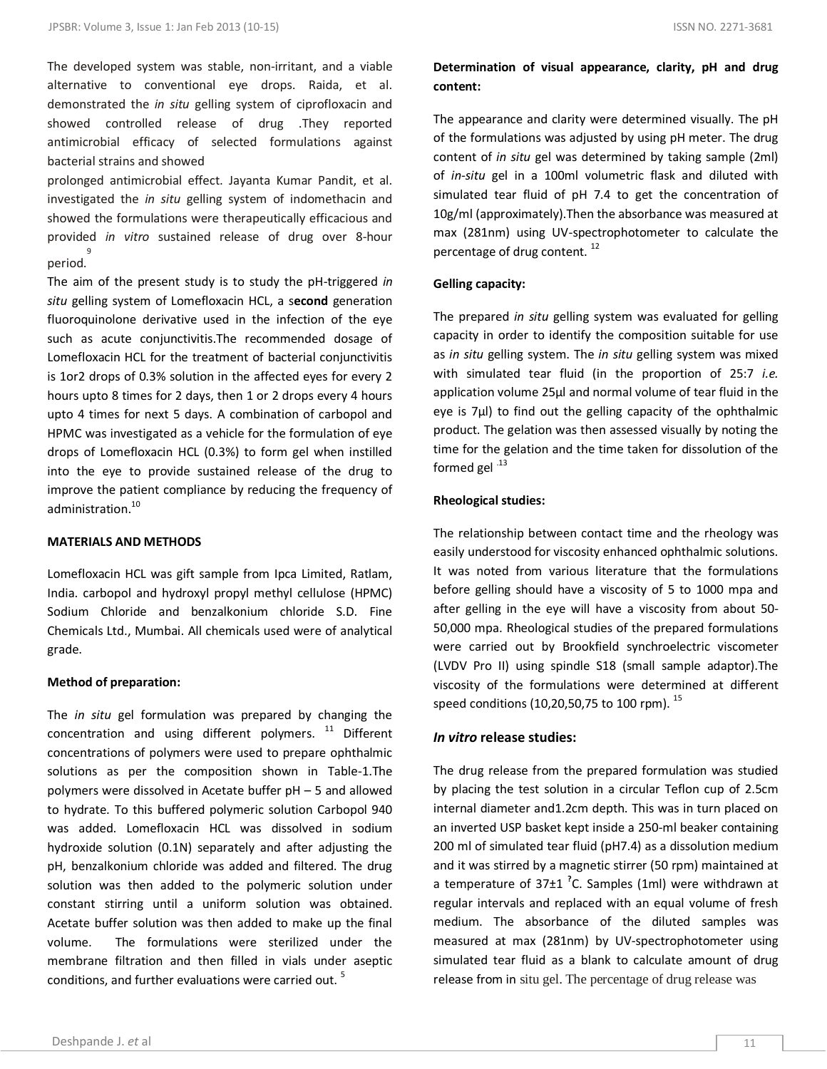The developed system was stable, non-irritant, and a viable alternative to conventional eye drops. Raida, et al. demonstrated the *in situ* gelling system of ciprofloxacin and showed controlled release of drug .They reported antimicrobial efficacy of selected formulations against bacterial strains and showed prolonged antimicrobial effect. Jayanta Kumar Pandit, et al. investigated the *in situ* gelling system of indomethacin and showed the formulations were therapeutically efficacious and provided *in vitro* sustained release of drug over 8-hour period.[9]

The aim of the present study is to study the pH-triggered *in situ* gelling system of Lomefloxacin HCL, a s**econd** generation fluoroquinolone derivative used in the infection of the eye such as acute conjunctivitis.The recommended dosage of Lomefloxacin HCL for the treatment of bacterial conjunctivitis is 1or2 drops of 0.3% solution in the affected eyes for every 2 hours upto 8 times for 2 days, then 1 or 2 drops every 4 hours upto 4 times for next 5 days. A combination of carbopol and HPMC was investigated as a vehicle for the formulation of eye drops of Lomefloxacin HCL (0.3%) to form gel when instilled into the eye to provide sustained release of the drug to improve the patient compliance by reducing the frequency of administration.[10]

**MATERIALS AND METHODS**

Lomefloxacin HCL was gift sample from Ipca Limited, Ratlam, India. carbopol and hydroxyl propyl methyl cellulose (HPMC) Sodium Chloride and benzalkonium chloride S.D. Fine Chemicals Ltd., Mumbai. All chemicals used were of analytical grade.

**Method of preparation:**

The *in situ* gel formulation was prepared by changing the concentration and using different polymers. [11] Different concentrations of polymers were used to prepare ophthalmic solutions as per the composition shown in Table-1.The polymers were dissolved in Acetate buffer pH – 5 and allowed to hydrate. To this buffered polymeric solution Carbopol 940 was added. Lomefloxacin HCL was dissolved in sodium hydroxide solution (0.1N) separately and after adjusting the pH, benzalkonium chloride was added and filtered. The drug solution was then added to the polymeric solution under constant stirring until a uniform solution was obtained. Acetate buffer solution was then added to make up the final volume. The formulations were sterilized under the membrane filtration and then filled in vials under aseptic conditions, and further evaluations were carried out. [5]

**Determination of visual appearance, clarity, pH and drug content:**

The appearance and clarity were determined visually. The pH of the formulations was adjusted by using pH meter. The drug content of *in situ* gel was determined by taking sample (2ml) of *in-situ* gel in a 100ml volumetric flask and diluted with simulated tear fluid of pH 7.4 to get the concentration of 10g/ml (approximately).Then the absorbance was measured at max (281nm) using UV-spectrophotometer to calculate the percentage of drug content. [12]

**Gelling capacity:**

The prepared *in situ* gelling system was evaluated for gelling capacity in order to identify the composition suitable for use as *in situ* gelling system. The *in situ* gelling system was mixed with simulated tear fluid (in the proportion of 25:7 *i.e.* application volume 25µl and normal volume of tear fluid in the eye is 7µl) to find out the gelling capacity of the ophthalmic product. The gelation was then assessed visually by noting the time for the gelation and the time taken for dissolution of the formed gel .[13]

**Rheological studies:**

The relationship between contact time and the rheology was easily understood for viscosity enhanced ophthalmic solutions. It was noted from various literature that the formulations before gelling should have a viscosity of 5 to 1000 mpa and after gelling in the eye will have a viscosity from about 50-50,000 mpa. Rheological studies of the prepared formulations were carried out by Brookfield synchroelectric viscometer (LVDV Pro II) using spindle S18 (small sample adaptor).The viscosity of the formulations were determined at different speed conditions (10,20,50,75 to 100 rpm). [15]

### *In vitro* release studies:

The drug release from the prepared formulation was studied by placing the test solution in a circular Teflon cup of 2.5cm internal diameter and1.2cm depth. This was in turn placed on an inverted USP basket kept inside a 250-ml beaker containing 200 ml of simulated tear fluid (pH7.4) as a dissolution medium and it was stirred by a magnetic stirrer (50 rpm) maintained at a temperature of 37±1 ?C. Samples (1ml) were withdrawn at regular intervals and replaced with an equal volume of fresh medium. The absorbance of the diluted samples was measured at max (281nm) by UV-spectrophotometer using simulated tear fluid as a blank to calculate amount of drug release from in situ gel. The percentage of drug release was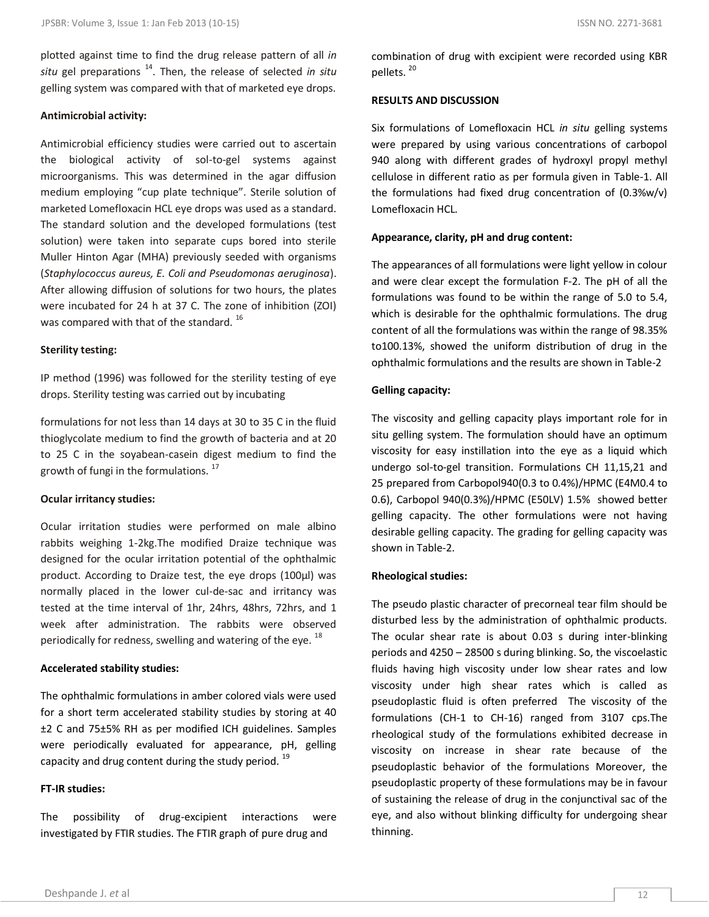plotted against time to find the drug release pattern of all *in situ* gel preparations [14]. Then, the release of selected *in situ* gelling system was compared with that of marketed eye drops.

**Antimicrobial activity:**

Antimicrobial efficiency studies were carried out to ascertain the biological activity of sol-to-gel systems against microorganisms. This was determined in the agar diffusion medium employing "cup plate technique". Sterile solution of marketed Lomefloxacin HCL eye drops was used as a standard. The standard solution and the developed formulations (test solution) were taken into separate cups bored into sterile Muller Hinton Agar (MHA) previously seeded with organisms (*Staphylococcus aureus, E. Coli and Pseudomonas aeruginosa*). After allowing diffusion of solutions for two hours, the plates were incubated for 24 h at 37 C. The zone of inhibition (ZOI) was compared with that of the standard. [16]

**Sterility testing:**

IP method (1996) was followed for the sterility testing of eye drops. Sterility testing was carried out by incubating formulations for not less than 14 days at 30 to 35 C in the fluid thioglycolate medium to find the growth of bacteria and at 20 to 25 C in the soyabean-casein digest medium to find the growth of fungi in the formulations. [17]

**Ocular irritancy studies:**

Ocular irritation studies were performed on male albino rabbits weighing 1-2kg.The modified Draize technique was designed for the ocular irritation potential of the ophthalmic product. According to Draize test, the eye drops (100µl) was normally placed in the lower cul-de-sac and irritancy was tested at the time interval of 1hr, 24hrs, 48hrs, 72hrs, and 1 week after administration. The rabbits were observed periodically for redness, swelling and watering of the eye. [18]

**Accelerated stability studies:**

The ophthalmic formulations in amber colored vials were used for a short term accelerated stability studies by storing at 40 ±2 C and 75±5% RH as per modified ICH guidelines. Samples were periodically evaluated for appearance, pH, gelling capacity and drug content during the study period. [19]

**FT-IR studies:**

The possibility of drug-excipient interactions were investigated by FTIR studies. The FTIR graph of pure drug and combination of drug with excipient were recorded using KBR pellets. [20]

**RESULTS AND DISCUSSION**

Six formulations of Lomefloxacin HCL *in situ* gelling systems were prepared by using various concentrations of carbopol 940 along with different grades of hydroxyl propyl methyl cellulose in different ratio as per formula given in Table-1. All the formulations had fixed drug concentration of (0.3%w/v) Lomefloxacin HCL.

**Appearance, clarity, pH and drug content:**

The appearances of all formulations were light yellow in colour and were clear except the formulation F-2. The pH of all the formulations was found to be within the range of 5.0 to 5.4, which is desirable for the ophthalmic formulations. The drug content of all the formulations was within the range of 98.35% to100.13%, showed the uniform distribution of drug in the ophthalmic formulations and the results are shown in Table-2

**Gelling capacity:**

The viscosity and gelling capacity plays important role for in situ gelling system. The formulation should have an optimum viscosity for easy instillation into the eye as a liquid which undergo sol-to-gel transition. Formulations CH 11,15,21 and 25 prepared from Carbopol940(0.3 to 0.4%)/HPMC (E4M0.4 to 0.6), Carbopol 940(0.3%)/HPMC (E50LV) 1.5% showed better gelling capacity. The other formulations were not having desirable gelling capacity. The grading for gelling capacity was shown in Table-2.

**Rheological studies:**

The pseudo plastic character of precorneal tear film should be disturbed less by the administration of ophthalmic products. The ocular shear rate is about 0.03 s during inter-blinking periods and 4250 – 28500 s during blinking. So, the viscoelastic fluids having high viscosity under low shear rates and low viscosity under high shear rates which is called as pseudoplastic fluid is often preferred The viscosity of the formulations (CH-1 to CH-16) ranged from 3107 cps.The rheological study of the formulations exhibited decrease in viscosity on increase in shear rate because of the pseudoplastic behavior of the formulations Moreover, the pseudoplastic property of these formulations may be in favour of sustaining the release of drug in the conjunctival sac of the eye, and also without blinking difficulty for undergoing shear thinning.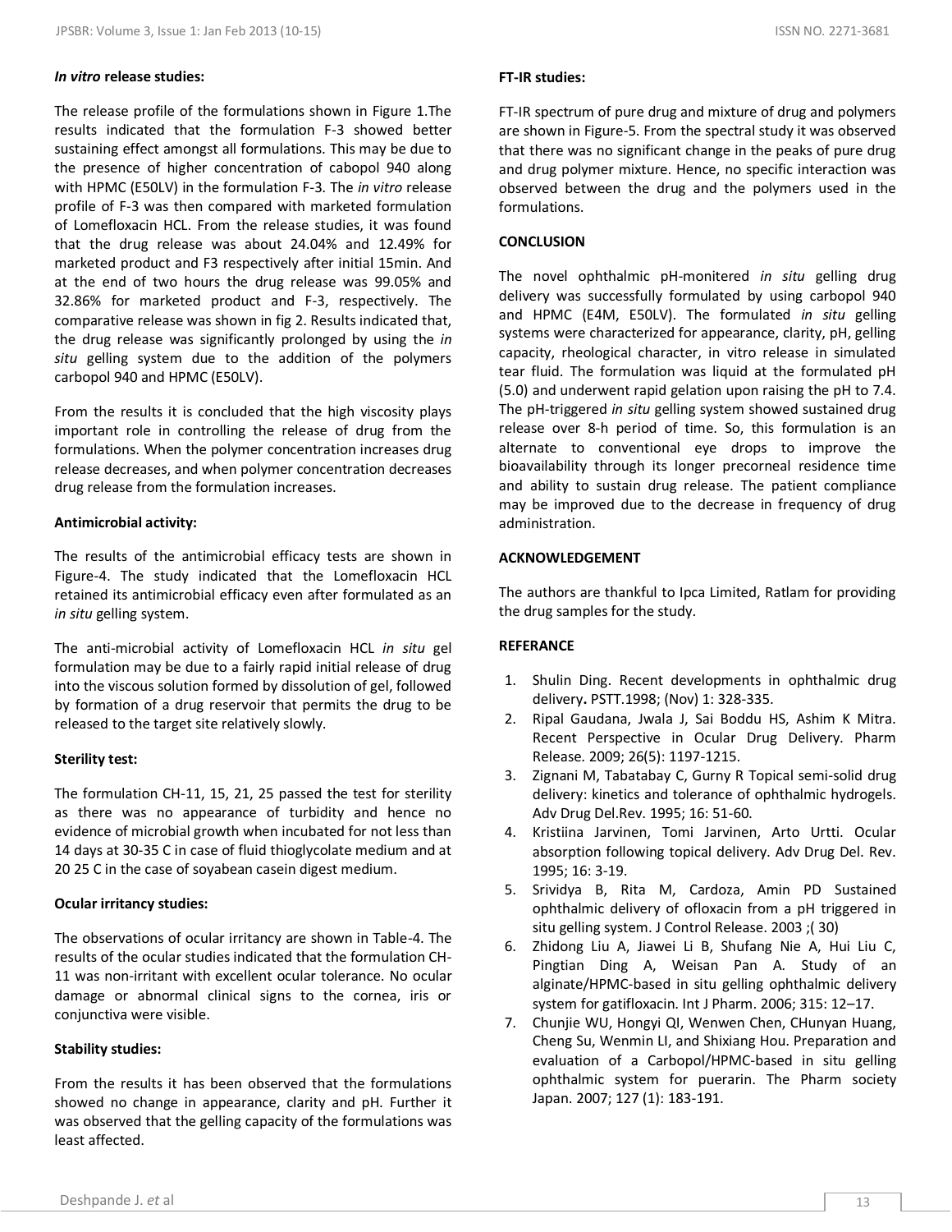### *In vitro* release studies:

The release profile of the formulations shown in Figure 1.The results indicated that the formulation F-3 showed better sustaining effect amongst all formulations. This may be due to the presence of higher concentration of cabopol 940 along with HPMC (E50LV) in the formulation F-3. The *in vitro* release profile of F-3 was then compared with marketed formulation of Lomefloxacin HCL. From the release studies, it was found that the drug release was about 24.04% and 12.49% for marketed product and F3 respectively after initial 15min. And at the end of two hours the drug release was 99.05% and 32.86% for marketed product and F-3, respectively. The comparative release was shown in fig 2. Results indicated that, the drug release was significantly prolonged by using the *in situ* gelling system due to the addition of the polymers carbopol 940 and HPMC (E50LV).

From the results it is concluded that the high viscosity plays important role in controlling the release of drug from the formulations. When the polymer concentration increases drug release decreases, and when polymer concentration decreases drug release from the formulation increases.

### Antimicrobial activity:

The results of the antimicrobial efficacy tests are shown in Figure-4. The study indicated that the Lomefloxacin HCL retained its antimicrobial efficacy even after formulated as an *in situ* gelling system.

The anti-microbial activity of Lomefloxacin HCL *in situ* gel formulation may be due to a fairly rapid initial release of drug into the viscous solution formed by dissolution of gel, followed by formation of a drug reservoir that permits the drug to be released to the target site relatively slowly.

### Sterility test:

The formulation CH-11, 15, 21, 25 passed the test for sterility as there was no appearance of turbidity and hence no evidence of microbial growth when incubated for not less than 14 days at 30-35 C in case of fluid thioglycolate medium and at 20 25 C in the case of soyabean casein digest medium.

### Ocular irritancy studies:

The observations of ocular irritancy are shown in Table-4. The results of the ocular studies indicated that the formulation CH-11 was non-irritant with excellent ocular tolerance. No ocular damage or abnormal clinical signs to the cornea, iris or conjunctiva were visible.

### Stability studies:

From the results it has been observed that the formulations showed no change in appearance, clarity and pH. Further it was observed that the gelling capacity of the formulations was least affected.

### FT-IR studies:

FT-IR spectrum of pure drug and mixture of drug and polymers are shown in Figure-5. From the spectral study it was observed that there was no significant change in the peaks of pure drug and drug polymer mixture. Hence, no specific interaction was observed between the drug and the polymers used in the formulations.

## CONCLUSION

The novel ophthalmic pH-monitered *in situ* gelling drug delivery was successfully formulated by using carbopol 940 and HPMC (E4M, E50LV). The formulated *in situ* gelling systems were characterized for appearance, clarity, pH, gelling capacity, rheological character, in vitro release in simulated tear fluid. The formulation was liquid at the formulated pH (5.0) and underwent rapid gelation upon raising the pH to 7.4. The pH-triggered *in situ* gelling system showed sustained drug release over 8-h period of time. So, this formulation is an alternate to conventional eye drops to improve the bioavailability through its longer precorneal residence time and ability to sustain drug release. The patient compliance may be improved due to the decrease in frequency of drug administration.

## ACKNOWLEDGEMENT

The authors are thankful to Ipca Limited, Ratlam for providing the drug samples for the study.

## REFERANCE

1. Shulin Ding. Recent developments in ophthalmic drug delivery**.** PSTT.1998; (Nov) 1: 328-335.
2. Ripal Gaudana, Jwala J, Sai Boddu HS, Ashim K Mitra. Recent Perspective in Ocular Drug Delivery. Pharm Release. 2009; 26(5): 1197-1215.
3. Zignani M, Tabatabay C, Gurny R Topical semi-solid drug delivery: kinetics and tolerance of ophthalmic hydrogels. Adv Drug Del.Rev. 1995; 16: 51-60.
4. Kristiina Jarvinen, Tomi Jarvinen, Arto Urtti. Ocular absorption following topical delivery. Adv Drug Del. Rev. 1995; 16: 3-19.
5. Srividya B, Rita M, Cardoza, Amin PD Sustained ophthalmic delivery of ofloxacin from a pH triggered in situ gelling system. J Control Release. 2003 ;( 30)
6. Zhidong Liu A, Jiawei Li B, Shufang Nie A, Hui Liu C, Pingtian Ding A, Weisan Pan A. Study of an alginate/HPMC-based in situ gelling ophthalmic delivery system for gatifloxacin. Int J Pharm. 2006; 315: 12–17.
7. Chunjie WU, Hongyi QI, Wenwen Chen, CHunyan Huang, Cheng Su, Wenmin LI, and Shixiang Hou. Preparation and evaluation of a Carbopol/HPMC-based in situ gelling ophthalmic system for puerarin. The Pharm society Japan. 2007; 127 (1): 183-191.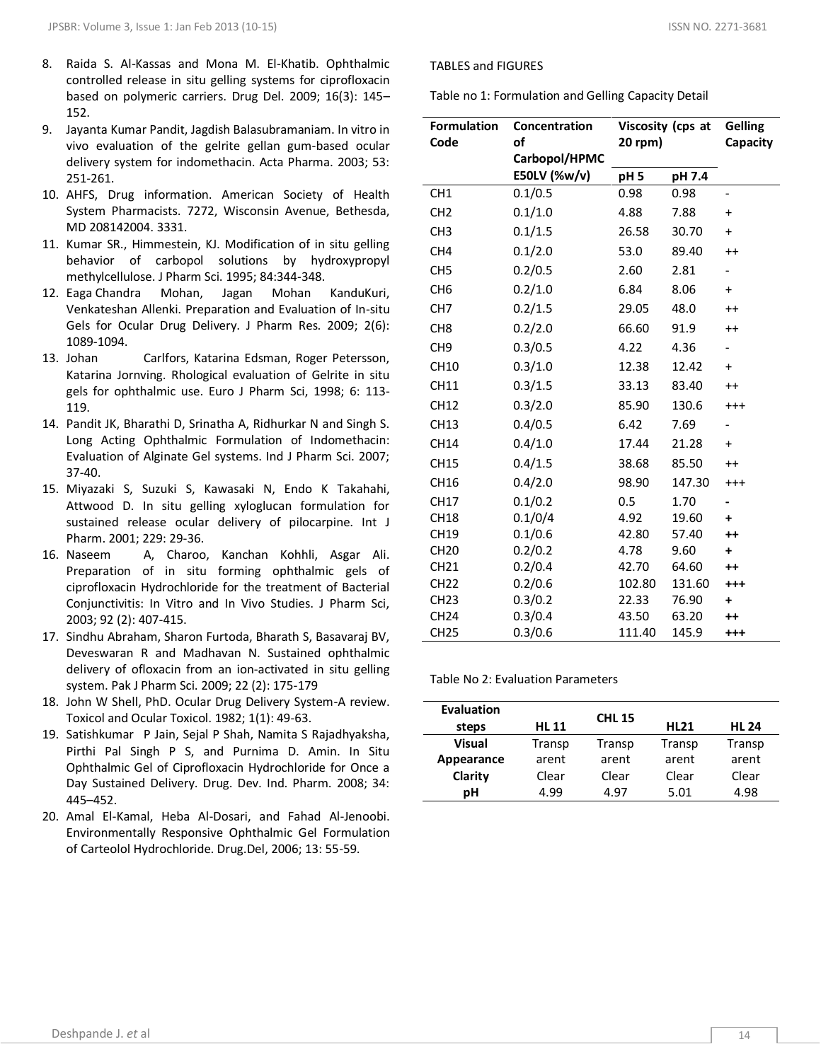8. Raida S. Al-Kassas and Mona M. El-Khatib. Ophthalmic controlled release in situ gelling systems for ciprofloxacin based on polymeric carriers. Drug Del. 2009; 16(3): 145–152.
9. Jayanta Kumar Pandit, Jagdish Balasubramaniam. In vitro in vivo evaluation of the gelrite gellan gum-based ocular delivery system for indomethacin. Acta Pharma. 2003; 53: 251-261.
10. AHFS, Drug information. American Society of Health System Pharmacists. 7272, Wisconsin Avenue, Bethesda, MD 208142004. 3331.
11. Kumar SR., Himmestein, KJ. Modification of in situ gelling behavior of carbopol solutions by hydroxypropyl methylcellulose. J Pharm Sci. 1995; 84:344-348.
12. Eaga Chandra Mohan, Jagan Mohan KanduKuri, Venkateshan Allenki. Preparation and Evaluation of In-situ Gels for Ocular Drug Delivery. J Pharm Res. 2009; 2(6): 1089-1094.
13. Johan Carlfors, Katarina Edsman, Roger Petersson, Katarina Jornving. Rhological evaluation of Gelrite in situ gels for ophthalmic use. Euro J Pharm Sci, 1998; 6: 113-119.
14. Pandit JK, Bharathi D, Srinatha A, Ridhurkar N and Singh S. Long Acting Ophthalmic Formulation of Indomethacin: Evaluation of Alginate Gel systems. Ind J Pharm Sci. 2007; 37-40.
15. Miyazaki S, Suzuki S, Kawasaki N, Endo K Takahahi, Attwood D. In situ gelling xyloglucan formulation for sustained release ocular delivery of pilocarpine. Int J Pharm. 2001; 229: 29-36.
16. Naseem A, Charoo, Kanchan Kohhli, Asgar Ali. Preparation of in situ forming ophthalmic gels of ciprofloxacin Hydrochloride for the treatment of Bacterial Conjunctivitis: In Vitro and In Vivo Studies. J Pharm Sci, 2003; 92 (2): 407-415.
17. Sindhu Abraham, Sharon Furtoda, Bharath S, Basavaraj BV, Deveswaran R and Madhavan N. Sustained ophthalmic delivery of ofloxacin from an ion-activated in situ gelling system. Pak J Pharm Sci. 2009; 22 (2): 175-179
18. John W Shell, PhD. Ocular Drug Delivery System-A review. Toxicol and Ocular Toxicol. 1982; 1(1): 49-63.
19. Satishkumar P Jain, Sejal P Shah, Namita S Rajadhyaksha, Pirthi Pal Singh P S, and Purnima D. Amin. In Situ Ophthalmic Gel of Ciprofloxacin Hydrochloride for Once a Day Sustained Delivery. Drug. Dev. Ind. Pharm. 2008; 34: 445–452.
20. Amal El-Kamal, Heba Al-Dosari, and Fahad Al-Jenoobi. Environmentally Responsive Ophthalmic Gel Formulation of Carteolol Hydrochloride. Drug.Del, 2006; 13: 55-59.

TABLES and FIGURES

Table no 1: Formulation and Gelling Capacity Detail

| Formulation Code | Concentration of Carbopol/HPMC E50LV (%w/v) | Viscosity (cps at 20 rpm) | | Gelling Capacity |
|---|---|---|---|---|
| | | pH 5 | pH 7.4 | |
| CH1 | 0.1/0.5 | 0.98 | 0.98 | - |
| CH2 | 0.1/1.0 | 4.88 | 7.88 | + |
| CH3 | 0.1/1.5 | 26.58 | 30.70 | + |
| CH4 | 0.1/2.0 | 53.0 | 89.40 | ++ |
| CH5 | 0.2/0.5 | 2.60 | 2.81 | - |
| CH6 | 0.2/1.0 | 6.84 | 8.06 | + |
| CH7 | 0.2/1.5 | 29.05 | 48.0 | ++ |
| CH8 | 0.2/2.0 | 66.60 | 91.9 | ++ |
| CH9 | 0.3/0.5 | 4.22 | 4.36 | - |
| CH10 | 0.3/1.0 | 12.38 | 12.42 | + |
| CH11 | 0.3/1.5 | 33.13 | 83.40 | ++ |
| CH12 | 0.3/2.0 | 85.90 | 130.6 | +++ |
| CH13 | 0.4/0.5 | 6.42 | 7.69 | - |
| CH14 | 0.4/1.0 | 17.44 | 21.28 | + |
| CH15 | 0.4/1.5 | 38.68 | 85.50 | ++ |
| CH16 | 0.4/2.0 | 98.90 | 147.30 | +++ |
| CH17 | 0.1/0.2 | 0.5 | 1.70 | - |
| CH18 | 0.1/0/4 | 4.92 | 19.60 | + |
| CH19 | 0.1/0.6 | 42.80 | 57.40 | ++ |
| CH20 | 0.2/0.2 | 4.78 | 9.60 | + |
| CH21 | 0.2/0.4 | 42.70 | 64.60 | ++ |
| CH22 | 0.2/0.6 | 102.80 | 131.60 | +++ |
| CH23 | 0.3/0.2 | 22.33 | 76.90 | + |
| CH24 | 0.3/0.4 | 43.50 | 63.20 | ++ |
| CH25 | 0.3/0.6 | 111.40 | 145.9 | +++ |

Table No 2: Evaluation Parameters

| Evaluation steps | HL 11 | CHL 15 | HL21 | HL 24 |
|---|---|---|---|---|
| Visual Appearance | Transparent | Transparent | Transparent | Transparent |
| Clarity | Clear | Clear | Clear | Clear |
| pH | 4.99 | 4.97 | 5.01 | 4.98 |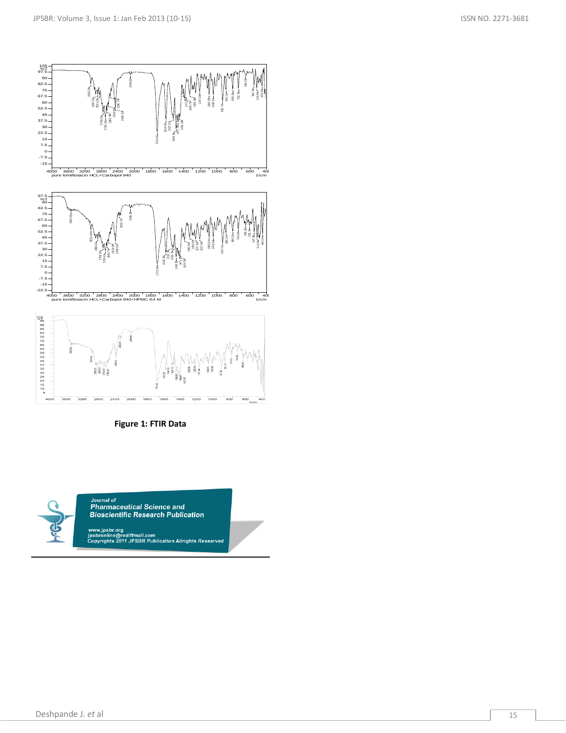105
%T
97.5
90
82.5
75
67.5
60
52.5
45
37.5
30
22.5
15
7.5
0
-7.5
-15

4000 3600 3200 2800 2400 2000 1800 1600 1400 1200 1000 800 600 400
1/cm

pure lomifloxacin HCL+Carbopol 940

97.5
%T
90
82.5
75
67.5
60
52.5
45
37.5
30
22.5
15
7.5
0
-7.5
-15
-22.5

4000 3600 3200 2800 2400 2000 1800 1600 1400 1200 1000 800 600 400
1/cm

pure lomifloxacin HCL+Carbopol 940+HPMC K4 M

4000 3600 3200 2800 2400 2000 1800 1600 1400 1200 1000 800 600 400
1/cm

**Figure 1: FTIR Data**

Journal of
Pharmaceutical Science and
Bioscientific Research Publication

www.jpsbr.org
jpsbronline@rediffmail.com
Copyrights 2011 JPSBR Publication Allrights Researved